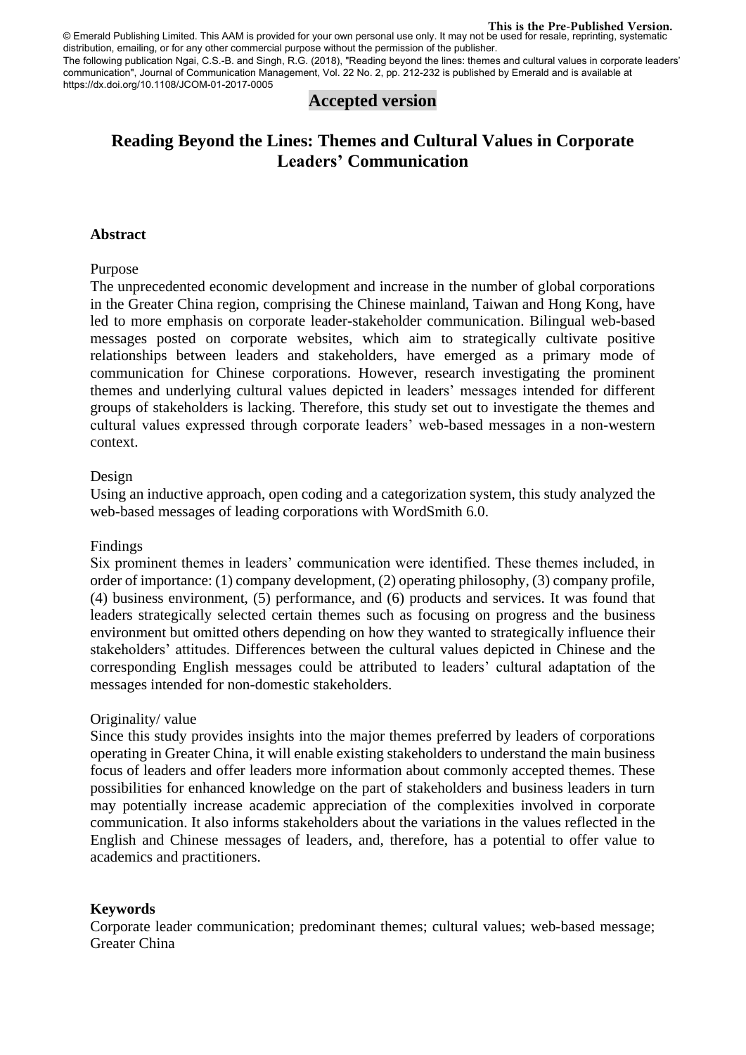This is the Pre-Published Version.

© Emerald Publishing Limited. This AAM is provided for your own personal use only. It may not be used for resale, reprinting, systematic distribution, emailing, or for any other commercial purpose without the permission of the publisher.
The following publication Ngai, C.S.-B. and Singh, R.G. (2018), "Reading beyond the lines: themes and cultural values in corporate leaders' communication", Journal of Communication Management, Vol. 22 No. 2, pp. 212-232 is published by Emerald and is available at https://dx.doi.org/10.1108/JCOM-01-2017-0005

**Accepted version**

# Reading Beyond the Lines: Themes and Cultural Values in Corporate Leaders' Communication

## Abstract

Purpose

The unprecedented economic development and increase in the number of global corporations in the Greater China region, comprising the Chinese mainland, Taiwan and Hong Kong, have led to more emphasis on corporate leader-stakeholder communication. Bilingual web-based messages posted on corporate websites, which aim to strategically cultivate positive relationships between leaders and stakeholders, have emerged as a primary mode of communication for Chinese corporations. However, research investigating the prominent themes and underlying cultural values depicted in leaders' messages intended for different groups of stakeholders is lacking. Therefore, this study set out to investigate the themes and cultural values expressed through corporate leaders' web-based messages in a non-western context.

Design

Using an inductive approach, open coding and a categorization system, this study analyzed the web-based messages of leading corporations with WordSmith 6.0.

Findings

Six prominent themes in leaders' communication were identified. These themes included, in order of importance: (1) company development, (2) operating philosophy, (3) company profile, (4) business environment, (5) performance, and (6) products and services. It was found that leaders strategically selected certain themes such as focusing on progress and the business environment but omitted others depending on how they wanted to strategically influence their stakeholders' attitudes. Differences between the cultural values depicted in Chinese and the corresponding English messages could be attributed to leaders' cultural adaptation of the messages intended for non-domestic stakeholders.

Originality/ value

Since this study provides insights into the major themes preferred by leaders of corporations operating in Greater China, it will enable existing stakeholders to understand the main business focus of leaders and offer leaders more information about commonly accepted themes. These possibilities for enhanced knowledge on the part of stakeholders and business leaders in turn may potentially increase academic appreciation of the complexities involved in corporate communication. It also informs stakeholders about the variations in the values reflected in the English and Chinese messages of leaders, and, therefore, has a potential to offer value to academics and practitioners.

## Keywords

Corporate leader communication; predominant themes; cultural values; web-based message; Greater China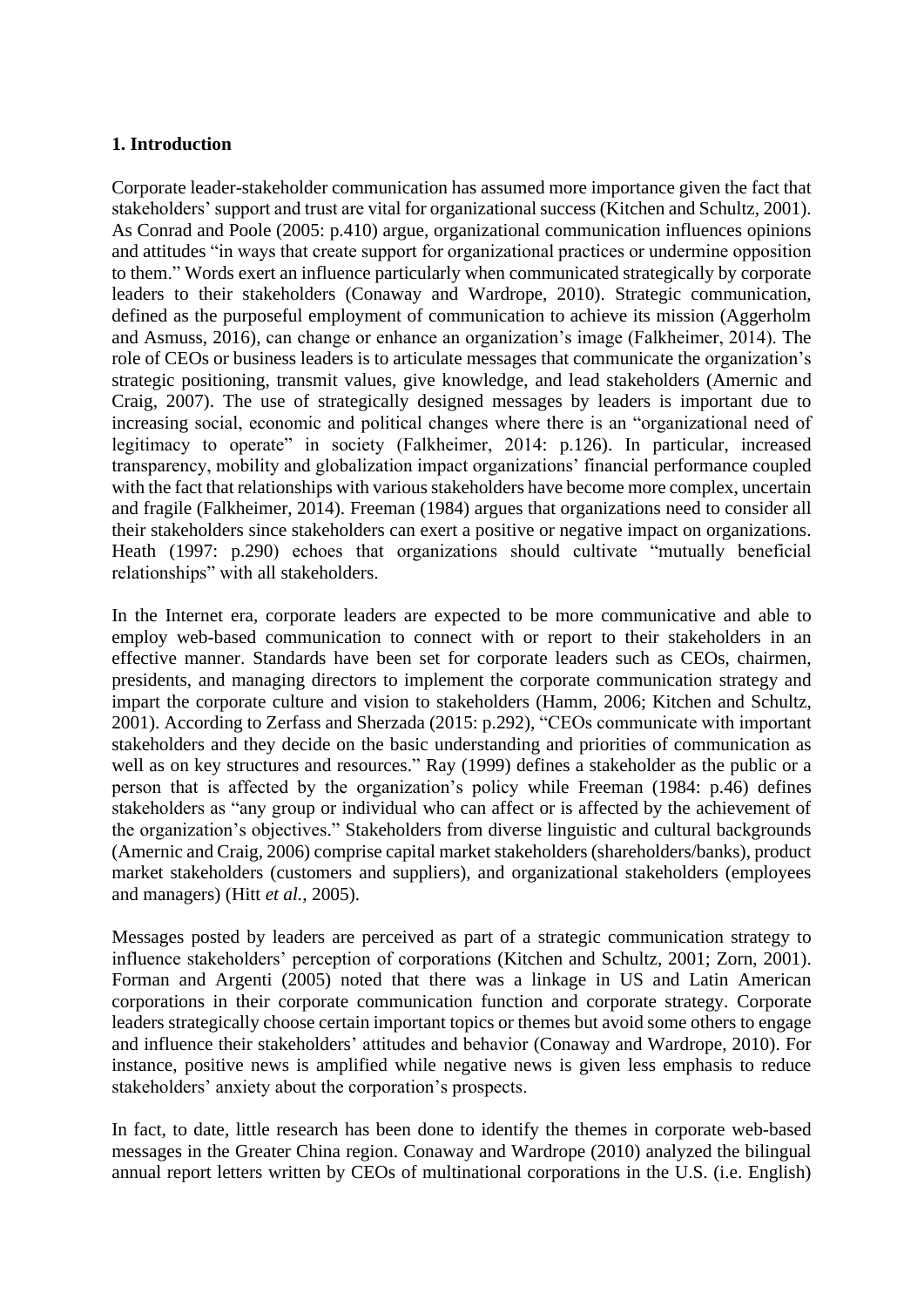### 1. Introduction

Corporate leader-stakeholder communication has assumed more importance given the fact that stakeholders' support and trust are vital for organizational success (Kitchen and Schultz, 2001). As Conrad and Poole (2005: p.410) argue, organizational communication influences opinions and attitudes "in ways that create support for organizational practices or undermine opposition to them." Words exert an influence particularly when communicated strategically by corporate leaders to their stakeholders (Conaway and Wardrope, 2010). Strategic communication, defined as the purposeful employment of communication to achieve its mission (Aggerholm and Asmuss, 2016), can change or enhance an organization's image (Falkheimer, 2014). The role of CEOs or business leaders is to articulate messages that communicate the organization's strategic positioning, transmit values, give knowledge, and lead stakeholders (Amernic and Craig, 2007). The use of strategically designed messages by leaders is important due to increasing social, economic and political changes where there is an "organizational need of legitimacy to operate" in society (Falkheimer, 2014: p.126). In particular, increased transparency, mobility and globalization impact organizations' financial performance coupled with the fact that relationships with various stakeholders have become more complex, uncertain and fragile (Falkheimer, 2014). Freeman (1984) argues that organizations need to consider all their stakeholders since stakeholders can exert a positive or negative impact on organizations. Heath (1997: p.290) echoes that organizations should cultivate "mutually beneficial relationships" with all stakeholders.

In the Internet era, corporate leaders are expected to be more communicative and able to employ web-based communication to connect with or report to their stakeholders in an effective manner. Standards have been set for corporate leaders such as CEOs, chairmen, presidents, and managing directors to implement the corporate communication strategy and impart the corporate culture and vision to stakeholders (Hamm, 2006; Kitchen and Schultz, 2001). According to Zerfass and Sherzada (2015: p.292), "CEOs communicate with important stakeholders and they decide on the basic understanding and priorities of communication as well as on key structures and resources." Ray (1999) defines a stakeholder as the public or a person that is affected by the organization's policy while Freeman (1984: p.46) defines stakeholders as "any group or individual who can affect or is affected by the achievement of the organization's objectives." Stakeholders from diverse linguistic and cultural backgrounds (Amernic and Craig, 2006) comprise capital market stakeholders (shareholders/banks), product market stakeholders (customers and suppliers), and organizational stakeholders (employees and managers) (Hitt *et al.*, 2005).

Messages posted by leaders are perceived as part of a strategic communication strategy to influence stakeholders' perception of corporations (Kitchen and Schultz, 2001; Zorn, 2001). Forman and Argenti (2005) noted that there was a linkage in US and Latin American corporations in their corporate communication function and corporate strategy. Corporate leaders strategically choose certain important topics or themes but avoid some others to engage and influence their stakeholders' attitudes and behavior (Conaway and Wardrope, 2010). For instance, positive news is amplified while negative news is given less emphasis to reduce stakeholders' anxiety about the corporation's prospects.

In fact, to date, little research has been done to identify the themes in corporate web-based messages in the Greater China region. Conaway and Wardrope (2010) analyzed the bilingual annual report letters written by CEOs of multinational corporations in the U.S. (i.e. English)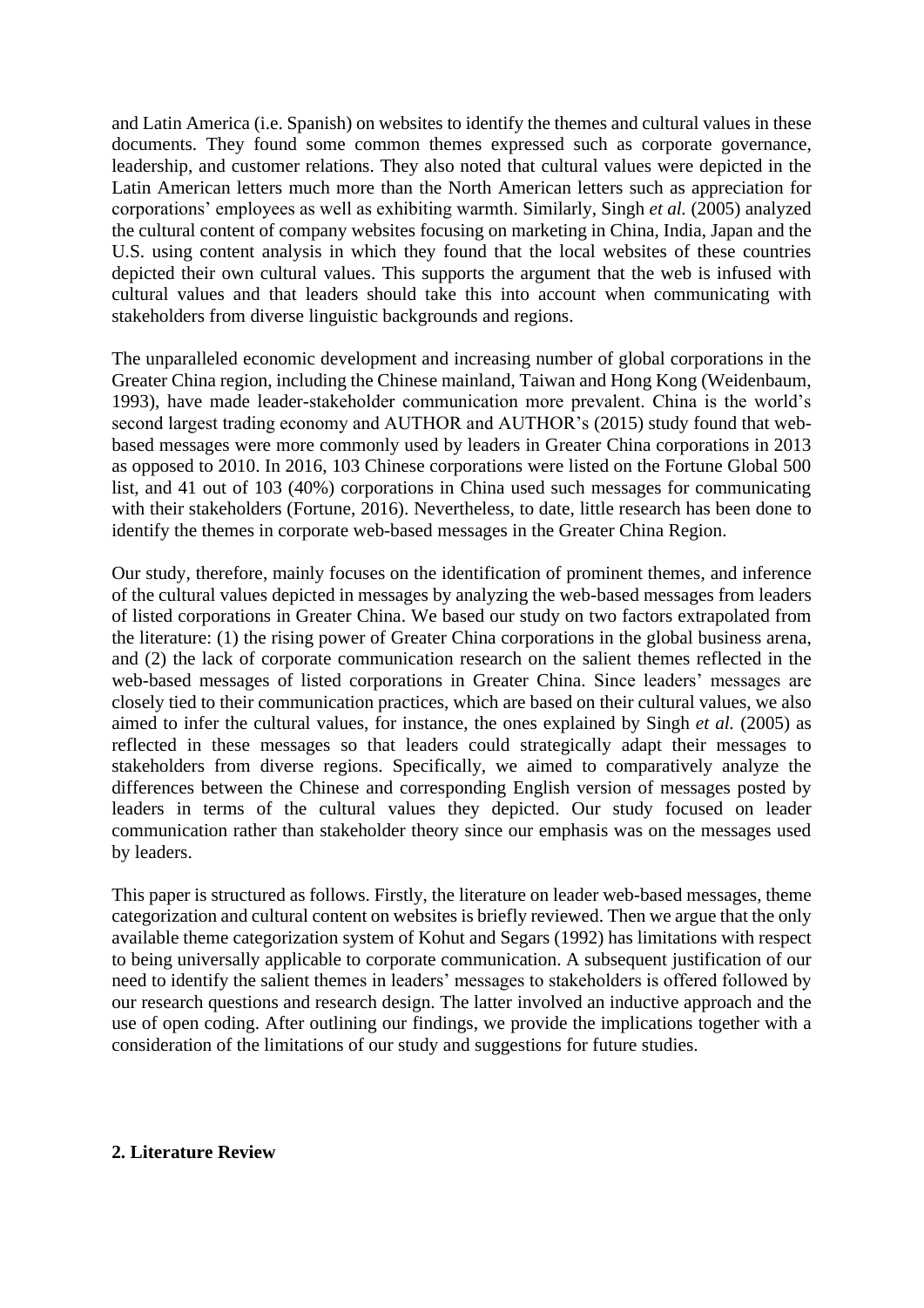and Latin America (i.e. Spanish) on websites to identify the themes and cultural values in these documents. They found some common themes expressed such as corporate governance, leadership, and customer relations. They also noted that cultural values were depicted in the Latin American letters much more than the North American letters such as appreciation for corporations' employees as well as exhibiting warmth. Similarly, Singh *et al.* (2005) analyzed the cultural content of company websites focusing on marketing in China, India, Japan and the U.S. using content analysis in which they found that the local websites of these countries depicted their own cultural values. This supports the argument that the web is infused with cultural values and that leaders should take this into account when communicating with stakeholders from diverse linguistic backgrounds and regions.

The unparalleled economic development and increasing number of global corporations in the Greater China region, including the Chinese mainland, Taiwan and Hong Kong (Weidenbaum, 1993), have made leader-stakeholder communication more prevalent. China is the world's second largest trading economy and AUTHOR and AUTHOR's (2015) study found that web-based messages were more commonly used by leaders in Greater China corporations in 2013 as opposed to 2010. In 2016, 103 Chinese corporations were listed on the Fortune Global 500 list, and 41 out of 103 (40%) corporations in China used such messages for communicating with their stakeholders (Fortune, 2016). Nevertheless, to date, little research has been done to identify the themes in corporate web-based messages in the Greater China Region.

Our study, therefore, mainly focuses on the identification of prominent themes, and inference of the cultural values depicted in messages by analyzing the web-based messages from leaders of listed corporations in Greater China. We based our study on two factors extrapolated from the literature: (1) the rising power of Greater China corporations in the global business arena, and (2) the lack of corporate communication research on the salient themes reflected in the web-based messages of listed corporations in Greater China. Since leaders' messages are closely tied to their communication practices, which are based on their cultural values, we also aimed to infer the cultural values, for instance, the ones explained by Singh *et al.* (2005) as reflected in these messages so that leaders could strategically adapt their messages to stakeholders from diverse regions. Specifically, we aimed to comparatively analyze the differences between the Chinese and corresponding English version of messages posted by leaders in terms of the cultural values they depicted. Our study focused on leader communication rather than stakeholder theory since our emphasis was on the messages used by leaders.

This paper is structured as follows. Firstly, the literature on leader web-based messages, theme categorization and cultural content on websites is briefly reviewed. Then we argue that the only available theme categorization system of Kohut and Segars (1992) has limitations with respect to being universally applicable to corporate communication. A subsequent justification of our need to identify the salient themes in leaders' messages to stakeholders is offered followed by our research questions and research design. The latter involved an inductive approach and the use of open coding. After outlining our findings, we provide the implications together with a consideration of the limitations of our study and suggestions for future studies.

## 2. Literature Review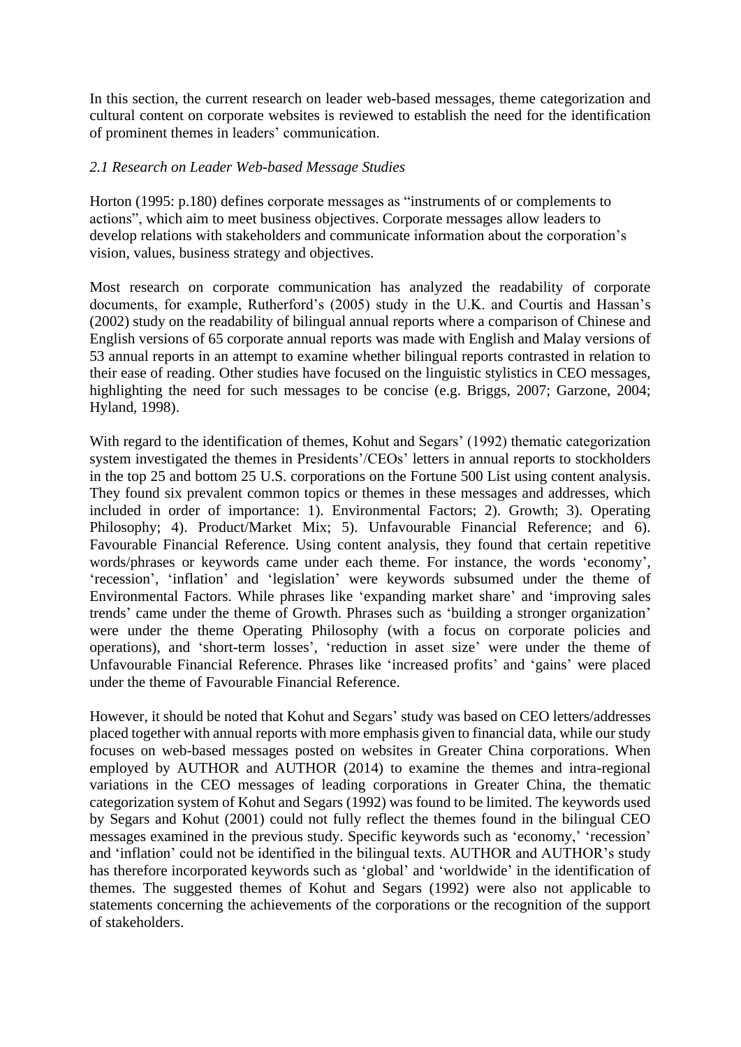In this section, the current research on leader web-based messages, theme categorization and cultural content on corporate websites is reviewed to establish the need for the identification of prominent themes in leaders' communication.

*2.1 Research on Leader Web-based Message Studies*

Horton (1995: p.180) defines corporate messages as "instruments of or complements to actions", which aim to meet business objectives. Corporate messages allow leaders to develop relations with stakeholders and communicate information about the corporation's vision, values, business strategy and objectives.

Most research on corporate communication has analyzed the readability of corporate documents, for example, Rutherford's (2005) study in the U.K. and Courtis and Hassan's (2002) study on the readability of bilingual annual reports where a comparison of Chinese and English versions of 65 corporate annual reports was made with English and Malay versions of 53 annual reports in an attempt to examine whether bilingual reports contrasted in relation to their ease of reading. Other studies have focused on the linguistic stylistics in CEO messages, highlighting the need for such messages to be concise (e.g. Briggs, 2007; Garzone, 2004; Hyland, 1998).

With regard to the identification of themes, Kohut and Segars' (1992) thematic categorization system investigated the themes in Presidents'/CEOs' letters in annual reports to stockholders in the top 25 and bottom 25 U.S. corporations on the Fortune 500 List using content analysis. They found six prevalent common topics or themes in these messages and addresses, which included in order of importance: 1). Environmental Factors; 2). Growth; 3). Operating Philosophy; 4). Product/Market Mix; 5). Unfavourable Financial Reference; and 6). Favourable Financial Reference. Using content analysis, they found that certain repetitive words/phrases or keywords came under each theme. For instance, the words 'economy', 'recession', 'inflation' and 'legislation' were keywords subsumed under the theme of Environmental Factors. While phrases like 'expanding market share' and 'improving sales trends' came under the theme of Growth. Phrases such as 'building a stronger organization' were under the theme Operating Philosophy (with a focus on corporate policies and operations), and 'short-term losses', 'reduction in asset size' were under the theme of Unfavourable Financial Reference. Phrases like 'increased profits' and 'gains' were placed under the theme of Favourable Financial Reference.

However, it should be noted that Kohut and Segars' study was based on CEO letters/addresses placed together with annual reports with more emphasis given to financial data, while our study focuses on web-based messages posted on websites in Greater China corporations. When employed by AUTHOR and AUTHOR (2014) to examine the themes and intra-regional variations in the CEO messages of leading corporations in Greater China, the thematic categorization system of Kohut and Segars (1992) was found to be limited. The keywords used by Segars and Kohut (2001) could not fully reflect the themes found in the bilingual CEO messages examined in the previous study. Specific keywords such as 'economy,' 'recession' and 'inflation' could not be identified in the bilingual texts. AUTHOR and AUTHOR's study has therefore incorporated keywords such as 'global' and 'worldwide' in the identification of themes. The suggested themes of Kohut and Segars (1992) were also not applicable to statements concerning the achievements of the corporations or the recognition of the support of stakeholders.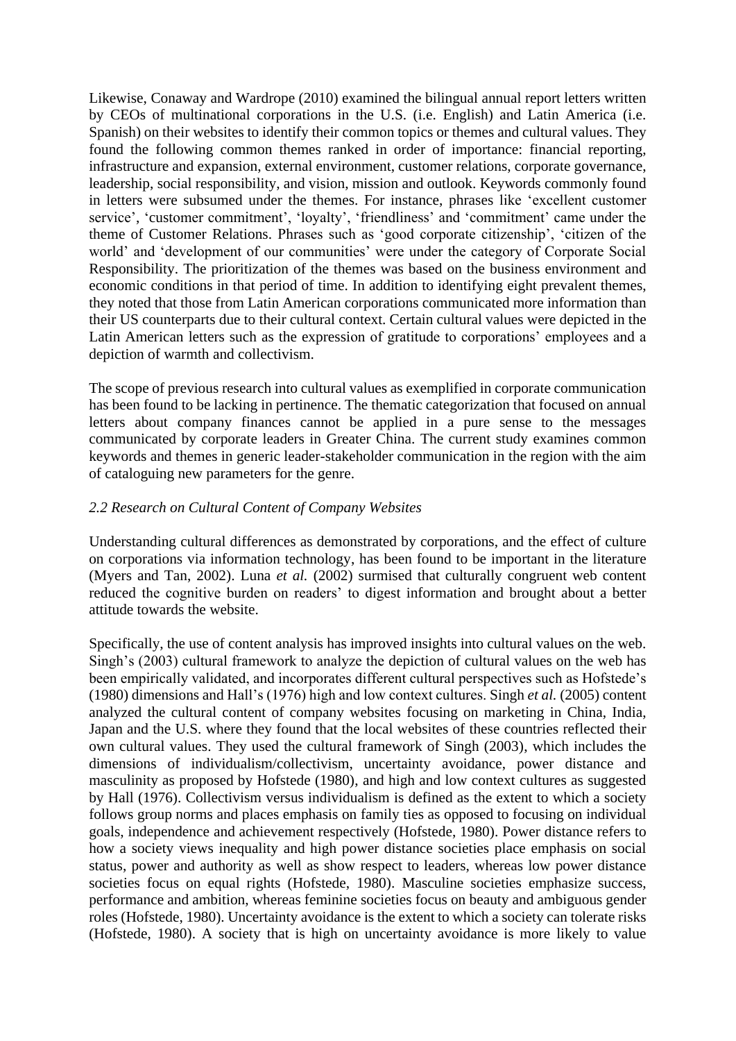Likewise, Conaway and Wardrope (2010) examined the bilingual annual report letters written by CEOs of multinational corporations in the U.S. (i.e. English) and Latin America (i.e. Spanish) on their websites to identify their common topics or themes and cultural values. They found the following common themes ranked in order of importance: financial reporting, infrastructure and expansion, external environment, customer relations, corporate governance, leadership, social responsibility, and vision, mission and outlook. Keywords commonly found in letters were subsumed under the themes. For instance, phrases like 'excellent customer service', 'customer commitment', 'loyalty', 'friendliness' and 'commitment' came under the theme of Customer Relations. Phrases such as 'good corporate citizenship', 'citizen of the world' and 'development of our communities' were under the category of Corporate Social Responsibility. The prioritization of the themes was based on the business environment and economic conditions in that period of time. In addition to identifying eight prevalent themes, they noted that those from Latin American corporations communicated more information than their US counterparts due to their cultural context. Certain cultural values were depicted in the Latin American letters such as the expression of gratitude to corporations' employees and a depiction of warmth and collectivism.

The scope of previous research into cultural values as exemplified in corporate communication has been found to be lacking in pertinence. The thematic categorization that focused on annual letters about company finances cannot be applied in a pure sense to the messages communicated by corporate leaders in Greater China. The current study examines common keywords and themes in generic leader-stakeholder communication in the region with the aim of cataloguing new parameters for the genre.

### *2.2 Research on Cultural Content of Company Websites*

Understanding cultural differences as demonstrated by corporations, and the effect of culture on corporations via information technology, has been found to be important in the literature (Myers and Tan, 2002). Luna *et al.* (2002) surmised that culturally congruent web content reduced the cognitive burden on readers' to digest information and brought about a better attitude towards the website.

Specifically, the use of content analysis has improved insights into cultural values on the web. Singh's (2003) cultural framework to analyze the depiction of cultural values on the web has been empirically validated, and incorporates different cultural perspectives such as Hofstede's (1980) dimensions and Hall's (1976) high and low context cultures. Singh *et al.* (2005) content analyzed the cultural content of company websites focusing on marketing in China, India, Japan and the U.S. where they found that the local websites of these countries reflected their own cultural values. They used the cultural framework of Singh (2003), which includes the dimensions of individualism/collectivism, uncertainty avoidance, power distance and masculinity as proposed by Hofstede (1980), and high and low context cultures as suggested by Hall (1976). Collectivism versus individualism is defined as the extent to which a society follows group norms and places emphasis on family ties as opposed to focusing on individual goals, independence and achievement respectively (Hofstede, 1980). Power distance refers to how a society views inequality and high power distance societies place emphasis on social status, power and authority as well as show respect to leaders, whereas low power distance societies focus on equal rights (Hofstede, 1980). Masculine societies emphasize success, performance and ambition, whereas feminine societies focus on beauty and ambiguous gender roles (Hofstede, 1980). Uncertainty avoidance is the extent to which a society can tolerate risks (Hofstede, 1980). A society that is high on uncertainty avoidance is more likely to value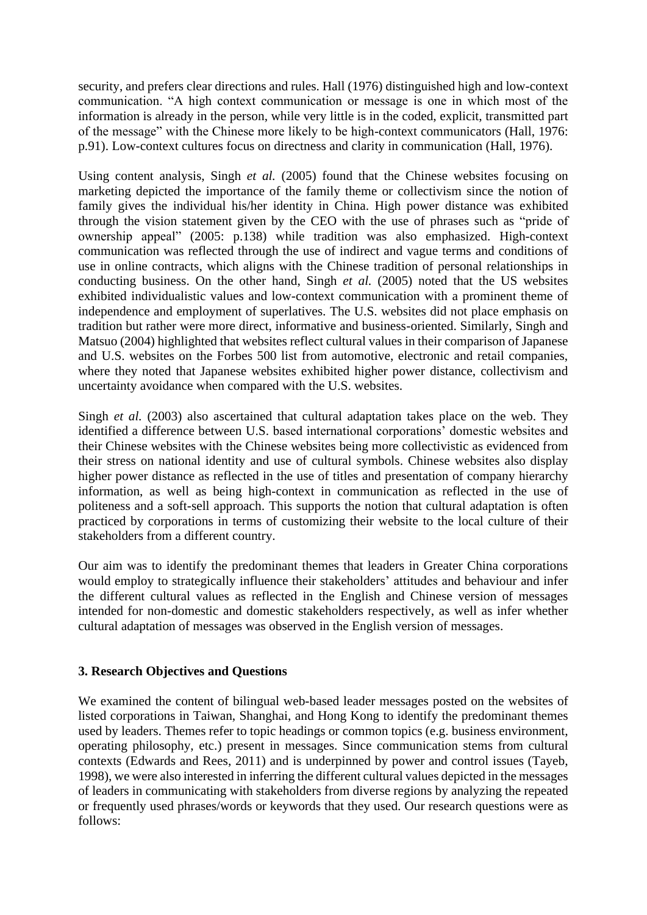security, and prefers clear directions and rules. Hall (1976) distinguished high and low-context communication. "A high context communication or message is one in which most of the information is already in the person, while very little is in the coded, explicit, transmitted part of the message" with the Chinese more likely to be high-context communicators (Hall, 1976: p.91). Low-context cultures focus on directness and clarity in communication (Hall, 1976).

Using content analysis, Singh *et al.* (2005) found that the Chinese websites focusing on marketing depicted the importance of the family theme or collectivism since the notion of family gives the individual his/her identity in China. High power distance was exhibited through the vision statement given by the CEO with the use of phrases such as "pride of ownership appeal" (2005: p.138) while tradition was also emphasized. High-context communication was reflected through the use of indirect and vague terms and conditions of use in online contracts, which aligns with the Chinese tradition of personal relationships in conducting business. On the other hand, Singh *et al.* (2005) noted that the US websites exhibited individualistic values and low-context communication with a prominent theme of independence and employment of superlatives. The U.S. websites did not place emphasis on tradition but rather were more direct, informative and business-oriented. Similarly, Singh and Matsuo (2004) highlighted that websites reflect cultural values in their comparison of Japanese and U.S. websites on the Forbes 500 list from automotive, electronic and retail companies, where they noted that Japanese websites exhibited higher power distance, collectivism and uncertainty avoidance when compared with the U.S. websites.

Singh *et al.* (2003) also ascertained that cultural adaptation takes place on the web. They identified a difference between U.S. based international corporations' domestic websites and their Chinese websites with the Chinese websites being more collectivistic as evidenced from their stress on national identity and use of cultural symbols. Chinese websites also display higher power distance as reflected in the use of titles and presentation of company hierarchy information, as well as being high-context in communication as reflected in the use of politeness and a soft-sell approach. This supports the notion that cultural adaptation is often practiced by corporations in terms of customizing their website to the local culture of their stakeholders from a different country.

Our aim was to identify the predominant themes that leaders in Greater China corporations would employ to strategically influence their stakeholders' attitudes and behaviour and infer the different cultural values as reflected in the English and Chinese version of messages intended for non-domestic and domestic stakeholders respectively, as well as infer whether cultural adaptation of messages was observed in the English version of messages.

### 3. Research Objectives and Questions

We examined the content of bilingual web-based leader messages posted on the websites of listed corporations in Taiwan, Shanghai, and Hong Kong to identify the predominant themes used by leaders. Themes refer to topic headings or common topics (e.g. business environment, operating philosophy, etc.) present in messages. Since communication stems from cultural contexts (Edwards and Rees, 2011) and is underpinned by power and control issues (Tayeb, 1998), we were also interested in inferring the different cultural values depicted in the messages of leaders in communicating with stakeholders from diverse regions by analyzing the repeated or frequently used phrases/words or keywords that they used. Our research questions were as follows: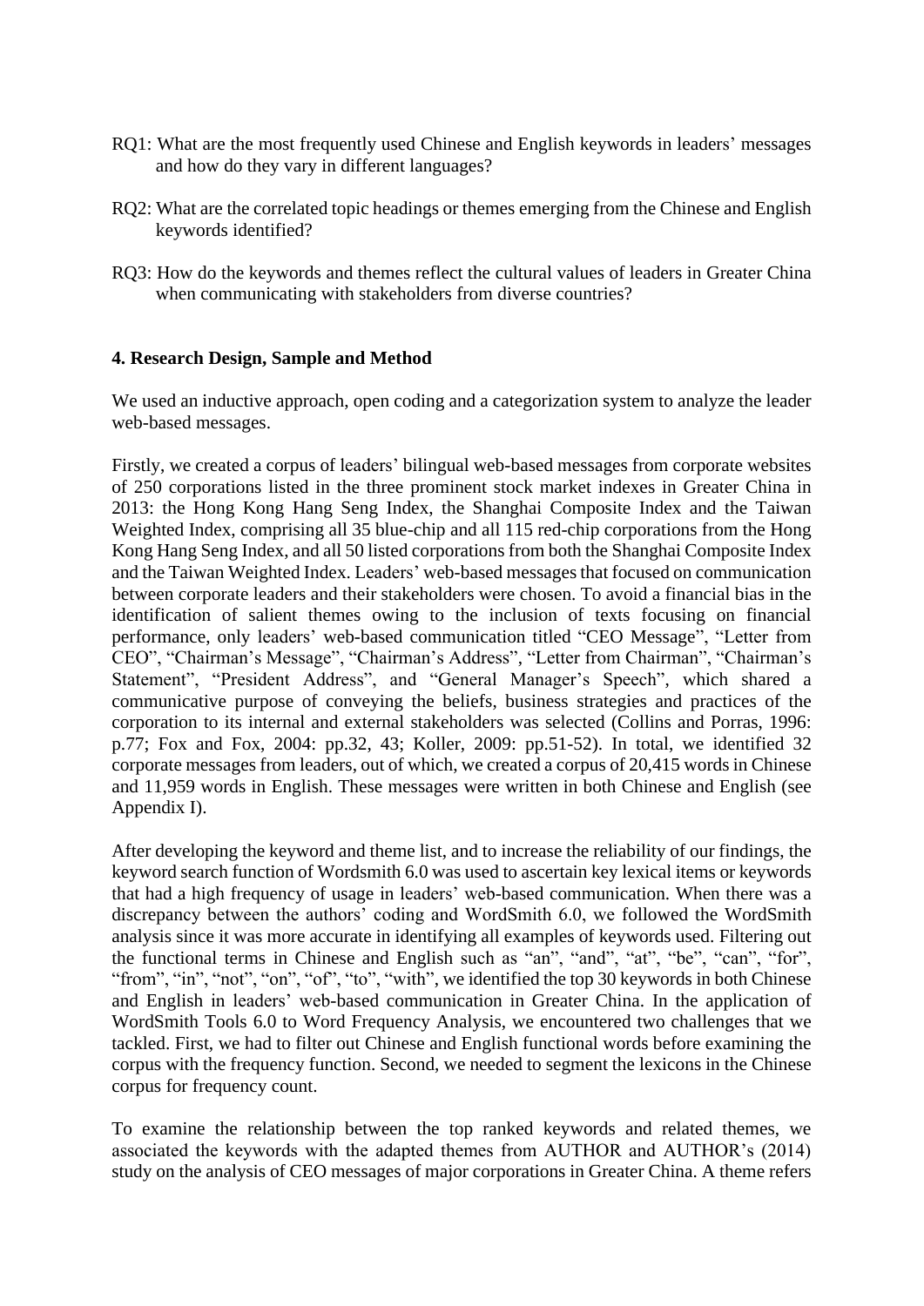RQ1: What are the most frequently used Chinese and English keywords in leaders' messages and how do they vary in different languages?

RQ2: What are the correlated topic headings or themes emerging from the Chinese and English keywords identified?

RQ3: How do the keywords and themes reflect the cultural values of leaders in Greater China when communicating with stakeholders from diverse countries?

### 4. Research Design, Sample and Method

We used an inductive approach, open coding and a categorization system to analyze the leader web-based messages.

Firstly, we created a corpus of leaders' bilingual web-based messages from corporate websites of 250 corporations listed in the three prominent stock market indexes in Greater China in 2013: the Hong Kong Hang Seng Index, the Shanghai Composite Index and the Taiwan Weighted Index, comprising all 35 blue-chip and all 115 red-chip corporations from the Hong Kong Hang Seng Index, and all 50 listed corporations from both the Shanghai Composite Index and the Taiwan Weighted Index. Leaders' web-based messages that focused on communication between corporate leaders and their stakeholders were chosen. To avoid a financial bias in the identification of salient themes owing to the inclusion of texts focusing on financial performance, only leaders' web-based communication titled "CEO Message", "Letter from CEO", "Chairman's Message", "Chairman's Address", "Letter from Chairman", "Chairman's Statement", "President Address", and "General Manager's Speech", which shared a communicative purpose of conveying the beliefs, business strategies and practices of the corporation to its internal and external stakeholders was selected (Collins and Porras, 1996: p.77; Fox and Fox, 2004: pp.32, 43; Koller, 2009: pp.51-52). In total, we identified 32 corporate messages from leaders, out of which, we created a corpus of 20,415 words in Chinese and 11,959 words in English. These messages were written in both Chinese and English (see Appendix I).

After developing the keyword and theme list, and to increase the reliability of our findings, the keyword search function of Wordsmith 6.0 was used to ascertain key lexical items or keywords that had a high frequency of usage in leaders' web-based communication. When there was a discrepancy between the authors' coding and WordSmith 6.0, we followed the WordSmith analysis since it was more accurate in identifying all examples of keywords used. Filtering out the functional terms in Chinese and English such as "an", "and", "at", "be", "can", "for", "from", "in", "not", "on", "of", "to", "with", we identified the top 30 keywords in both Chinese and English in leaders' web-based communication in Greater China. In the application of WordSmith Tools 6.0 to Word Frequency Analysis, we encountered two challenges that we tackled. First, we had to filter out Chinese and English functional words before examining the corpus with the frequency function. Second, we needed to segment the lexicons in the Chinese corpus for frequency count.

To examine the relationship between the top ranked keywords and related themes, we associated the keywords with the adapted themes from AUTHOR and AUTHOR's (2014) study on the analysis of CEO messages of major corporations in Greater China. A theme refers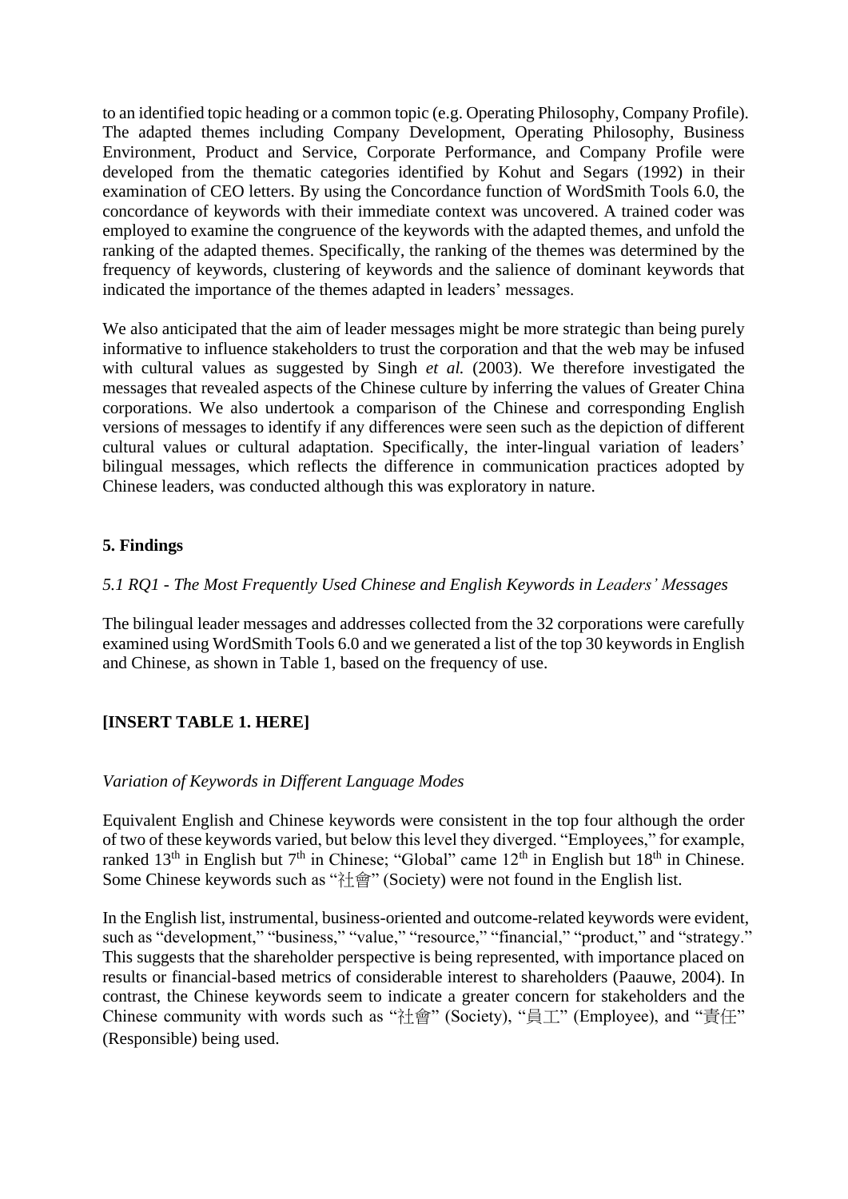to an identified topic heading or a common topic (e.g. Operating Philosophy, Company Profile). The adapted themes including Company Development, Operating Philosophy, Business Environment, Product and Service, Corporate Performance, and Company Profile were developed from the thematic categories identified by Kohut and Segars (1992) in their examination of CEO letters. By using the Concordance function of WordSmith Tools 6.0, the concordance of keywords with their immediate context was uncovered. A trained coder was employed to examine the congruence of the keywords with the adapted themes, and unfold the ranking of the adapted themes. Specifically, the ranking of the themes was determined by the frequency of keywords, clustering of keywords and the salience of dominant keywords that indicated the importance of the themes adapted in leaders' messages.

We also anticipated that the aim of leader messages might be more strategic than being purely informative to influence stakeholders to trust the corporation and that the web may be infused with cultural values as suggested by Singh *et al.* (2003). We therefore investigated the messages that revealed aspects of the Chinese culture by inferring the values of Greater China corporations. We also undertook a comparison of the Chinese and corresponding English versions of messages to identify if any differences were seen such as the depiction of different cultural values or cultural adaptation. Specifically, the inter-lingual variation of leaders' bilingual messages, which reflects the difference in communication practices adopted by Chinese leaders, was conducted although this was exploratory in nature.

## 5. Findings

### *5.1 RQ1 - The Most Frequently Used Chinese and English Keywords in Leaders' Messages*

The bilingual leader messages and addresses collected from the 32 corporations were carefully examined using WordSmith Tools 6.0 and we generated a list of the top 30 keywords in English and Chinese, as shown in Table 1, based on the frequency of use.

**[INSERT TABLE 1. HERE]**

*Variation of Keywords in Different Language Modes*

Equivalent English and Chinese keywords were consistent in the top four although the order of two of these keywords varied, but below this level they diverged. "Employees," for example, ranked 13th in English but 7th in Chinese; "Global" came 12th in English but 18th in Chinese. Some Chinese keywords such as "社會" (Society) were not found in the English list.

In the English list, instrumental, business-oriented and outcome-related keywords were evident, such as "development," "business," "value," "resource," "financial," "product," and "strategy." This suggests that the shareholder perspective is being represented, with importance placed on results or financial-based metrics of considerable interest to shareholders (Paauwe, 2004). In contrast, the Chinese keywords seem to indicate a greater concern for stakeholders and the Chinese community with words such as "社會" (Society), "員工" (Employee), and "責任" (Responsible) being used.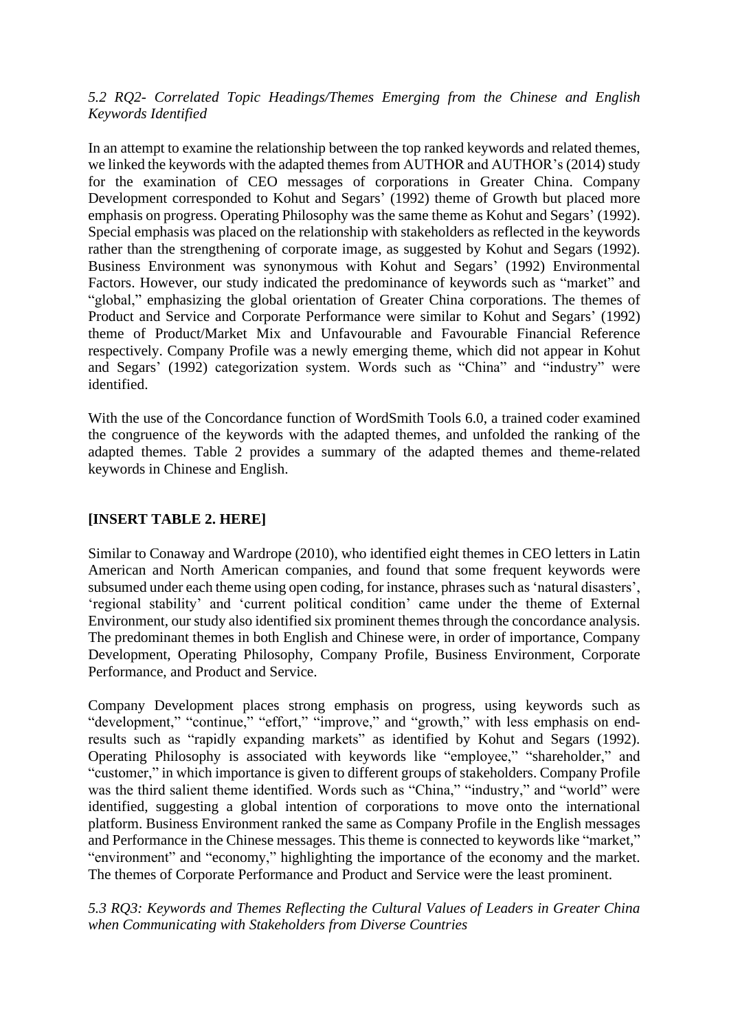*5.2 RQ2- Correlated Topic Headings/Themes Emerging from the Chinese and English Keywords Identified*

In an attempt to examine the relationship between the top ranked keywords and related themes, we linked the keywords with the adapted themes from AUTHOR and AUTHOR's (2014) study for the examination of CEO messages of corporations in Greater China. Company Development corresponded to Kohut and Segars' (1992) theme of Growth but placed more emphasis on progress. Operating Philosophy was the same theme as Kohut and Segars' (1992). Special emphasis was placed on the relationship with stakeholders as reflected in the keywords rather than the strengthening of corporate image, as suggested by Kohut and Segars (1992). Business Environment was synonymous with Kohut and Segars' (1992) Environmental Factors. However, our study indicated the predominance of keywords such as "market" and "global," emphasizing the global orientation of Greater China corporations. The themes of Product and Service and Corporate Performance were similar to Kohut and Segars' (1992) theme of Product/Market Mix and Unfavourable and Favourable Financial Reference respectively. Company Profile was a newly emerging theme, which did not appear in Kohut and Segars' (1992) categorization system. Words such as "China" and "industry" were identified.

With the use of the Concordance function of WordSmith Tools 6.0, a trained coder examined the congruence of the keywords with the adapted themes, and unfolded the ranking of the adapted themes. Table 2 provides a summary of the adapted themes and theme-related keywords in Chinese and English.

**[INSERT TABLE 2. HERE]**

Similar to Conaway and Wardrope (2010), who identified eight themes in CEO letters in Latin American and North American companies, and found that some frequent keywords were subsumed under each theme using open coding, for instance, phrases such as 'natural disasters', 'regional stability' and 'current political condition' came under the theme of External Environment, our study also identified six prominent themes through the concordance analysis. The predominant themes in both English and Chinese were, in order of importance, Company Development, Operating Philosophy, Company Profile, Business Environment, Corporate Performance, and Product and Service.

Company Development places strong emphasis on progress, using keywords such as "development," "continue," "effort," "improve," and "growth," with less emphasis on end-results such as "rapidly expanding markets" as identified by Kohut and Segars (1992). Operating Philosophy is associated with keywords like "employee," "shareholder," and "customer," in which importance is given to different groups of stakeholders. Company Profile was the third salient theme identified. Words such as "China," "industry," and "world" were identified, suggesting a global intention of corporations to move onto the international platform. Business Environment ranked the same as Company Profile in the English messages and Performance in the Chinese messages. This theme is connected to keywords like "market," "environment" and "economy," highlighting the importance of the economy and the market. The themes of Corporate Performance and Product and Service were the least prominent.

*5.3 RQ3: Keywords and Themes Reflecting the Cultural Values of Leaders in Greater China when Communicating with Stakeholders from Diverse Countries*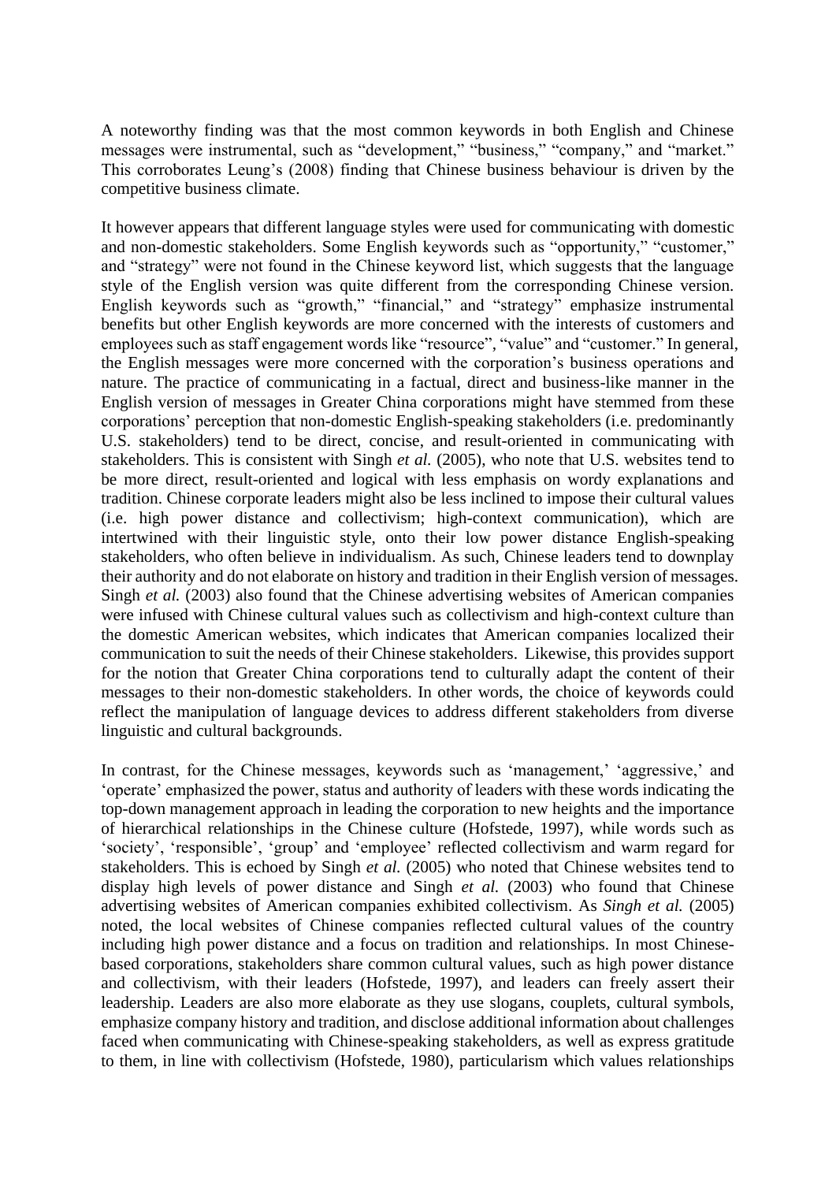A noteworthy finding was that the most common keywords in both English and Chinese messages were instrumental, such as “development,” “business,” “company,” and “market.” This corroborates Leung’s (2008) finding that Chinese business behaviour is driven by the competitive business climate.

It however appears that different language styles were used for communicating with domestic and non-domestic stakeholders. Some English keywords such as “opportunity,” “customer,” and “strategy” were not found in the Chinese keyword list, which suggests that the language style of the English version was quite different from the corresponding Chinese version. English keywords such as “growth,” “financial,” and “strategy” emphasize instrumental benefits but other English keywords are more concerned with the interests of customers and employees such as staff engagement words like “resource”, “value” and “customer.” In general, the English messages were more concerned with the corporation’s business operations and nature. The practice of communicating in a factual, direct and business-like manner in the English version of messages in Greater China corporations might have stemmed from these corporations’ perception that non-domestic English-speaking stakeholders (i.e. predominantly U.S. stakeholders) tend to be direct, concise, and result-oriented in communicating with stakeholders. This is consistent with Singh *et al.* (2005), who note that U.S. websites tend to be more direct, result-oriented and logical with less emphasis on wordy explanations and tradition. Chinese corporate leaders might also be less inclined to impose their cultural values (i.e. high power distance and collectivism; high-context communication), which are intertwined with their linguistic style, onto their low power distance English-speaking stakeholders, who often believe in individualism. As such, Chinese leaders tend to downplay their authority and do not elaborate on history and tradition in their English version of messages. Singh *et al.* (2003) also found that the Chinese advertising websites of American companies were infused with Chinese cultural values such as collectivism and high-context culture than the domestic American websites, which indicates that American companies localized their communication to suit the needs of their Chinese stakeholders. Likewise, this provides support for the notion that Greater China corporations tend to culturally adapt the content of their messages to their non-domestic stakeholders. In other words, the choice of keywords could reflect the manipulation of language devices to address different stakeholders from diverse linguistic and cultural backgrounds.

In contrast, for the Chinese messages, keywords such as ‘management,’ ‘aggressive,’ and ‘operate’ emphasized the power, status and authority of leaders with these words indicating the top-down management approach in leading the corporation to new heights and the importance of hierarchical relationships in the Chinese culture (Hofstede, 1997), while words such as ‘society’, ‘responsible’, ‘group’ and ‘employee’ reflected collectivism and warm regard for stakeholders. This is echoed by Singh *et al.* (2005) who noted that Chinese websites tend to display high levels of power distance and Singh *et al.* (2003) who found that Chinese advertising websites of American companies exhibited collectivism. As *Singh et al.* (2005) noted, the local websites of Chinese companies reflected cultural values of the country including high power distance and a focus on tradition and relationships. In most Chinese-based corporations, stakeholders share common cultural values, such as high power distance and collectivism, with their leaders (Hofstede, 1997), and leaders can freely assert their leadership. Leaders are also more elaborate as they use slogans, couplets, cultural symbols, emphasize company history and tradition, and disclose additional information about challenges faced when communicating with Chinese-speaking stakeholders, as well as express gratitude to them, in line with collectivism (Hofstede, 1980), particularism which values relationships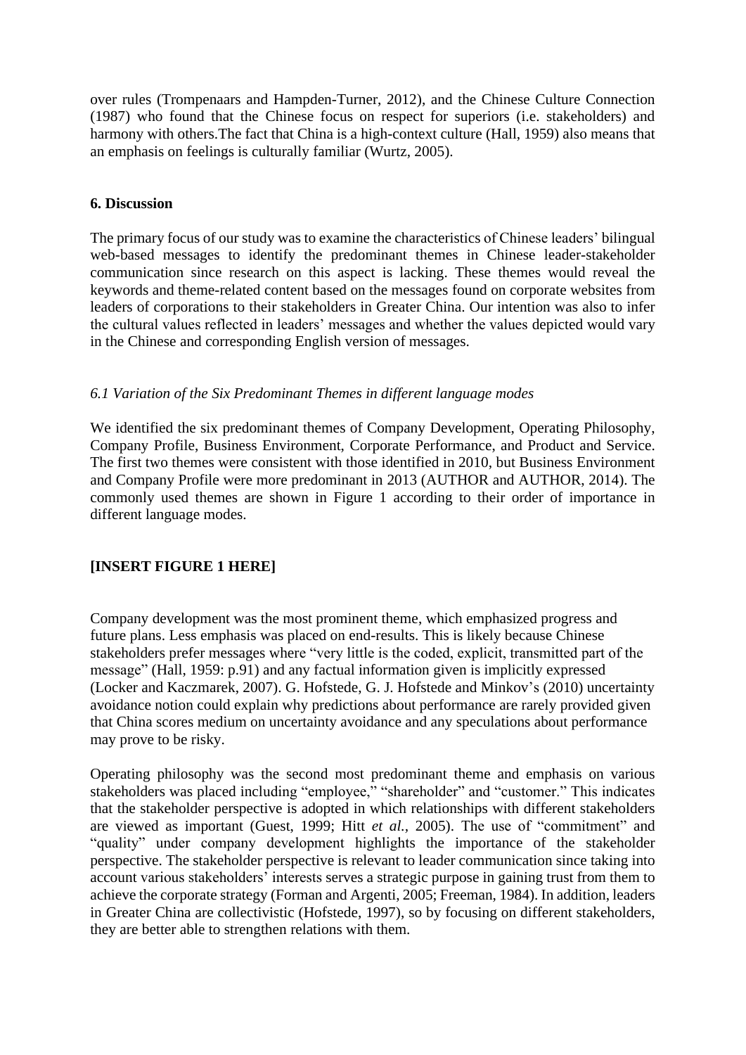over rules (Trompenaars and Hampden-Turner, 2012), and the Chinese Culture Connection (1987) who found that the Chinese focus on respect for superiors (i.e. stakeholders) and harmony with others.The fact that China is a high-context culture (Hall, 1959) also means that an emphasis on feelings is culturally familiar (Wurtz, 2005).

## 6. Discussion

The primary focus of our study was to examine the characteristics of Chinese leaders' bilingual web-based messages to identify the predominant themes in Chinese leader-stakeholder communication since research on this aspect is lacking. These themes would reveal the keywords and theme-related content based on the messages found on corporate websites from leaders of corporations to their stakeholders in Greater China. Our intention was also to infer the cultural values reflected in leaders' messages and whether the values depicted would vary in the Chinese and corresponding English version of messages.

### *6.1 Variation of the Six Predominant Themes in different language modes*

We identified the six predominant themes of Company Development, Operating Philosophy, Company Profile, Business Environment, Corporate Performance, and Product and Service. The first two themes were consistent with those identified in 2010, but Business Environment and Company Profile were more predominant in 2013 (AUTHOR and AUTHOR, 2014). The commonly used themes are shown in Figure 1 according to their order of importance in different language modes.

**[INSERT FIGURE 1 HERE]**

Company development was the most prominent theme, which emphasized progress and future plans. Less emphasis was placed on end-results. This is likely because Chinese stakeholders prefer messages where "very little is the coded, explicit, transmitted part of the message" (Hall, 1959: p.91) and any factual information given is implicitly expressed (Locker and Kaczmarek, 2007). G. Hofstede, G. J. Hofstede and Minkov's (2010) uncertainty avoidance notion could explain why predictions about performance are rarely provided given that China scores medium on uncertainty avoidance and any speculations about performance may prove to be risky.

Operating philosophy was the second most predominant theme and emphasis on various stakeholders was placed including "employee," "shareholder" and "customer." This indicates that the stakeholder perspective is adopted in which relationships with different stakeholders are viewed as important (Guest, 1999; Hitt *et al.,* 2005). The use of "commitment" and "quality" under company development highlights the importance of the stakeholder perspective. The stakeholder perspective is relevant to leader communication since taking into account various stakeholders' interests serves a strategic purpose in gaining trust from them to achieve the corporate strategy (Forman and Argenti, 2005; Freeman, 1984). In addition, leaders in Greater China are collectivistic (Hofstede, 1997), so by focusing on different stakeholders, they are better able to strengthen relations with them.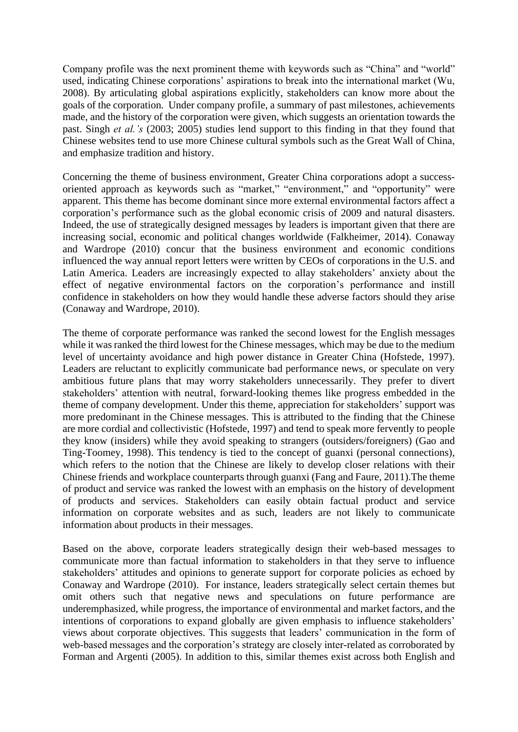Company profile was the next prominent theme with keywords such as "China" and "world" used, indicating Chinese corporations' aspirations to break into the international market (Wu, 2008). By articulating global aspirations explicitly, stakeholders can know more about the goals of the corporation. Under company profile, a summary of past milestones, achievements made, and the history of the corporation were given, which suggests an orientation towards the past. Singh *et al.'s* (2003; 2005) studies lend support to this finding in that they found that Chinese websites tend to use more Chinese cultural symbols such as the Great Wall of China, and emphasize tradition and history.

Concerning the theme of business environment, Greater China corporations adopt a success-oriented approach as keywords such as "market," "environment," and "opportunity" were apparent. This theme has become dominant since more external environmental factors affect a corporation's performance such as the global economic crisis of 2009 and natural disasters. Indeed, the use of strategically designed messages by leaders is important given that there are increasing social, economic and political changes worldwide (Falkheimer, 2014). Conaway and Wardrope (2010) concur that the business environment and economic conditions influenced the way annual report letters were written by CEOs of corporations in the U.S. and Latin America. Leaders are increasingly expected to allay stakeholders' anxiety about the effect of negative environmental factors on the corporation's performance and instill confidence in stakeholders on how they would handle these adverse factors should they arise (Conaway and Wardrope, 2010).

The theme of corporate performance was ranked the second lowest for the English messages while it was ranked the third lowest for the Chinese messages, which may be due to the medium level of uncertainty avoidance and high power distance in Greater China (Hofstede, 1997). Leaders are reluctant to explicitly communicate bad performance news, or speculate on very ambitious future plans that may worry stakeholders unnecessarily. They prefer to divert stakeholders' attention with neutral, forward-looking themes like progress embedded in the theme of company development. Under this theme, appreciation for stakeholders' support was more predominant in the Chinese messages. This is attributed to the finding that the Chinese are more cordial and collectivistic (Hofstede, 1997) and tend to speak more fervently to people they know (insiders) while they avoid speaking to strangers (outsiders/foreigners) (Gao and Ting-Toomey, 1998). This tendency is tied to the concept of guanxi (personal connections), which refers to the notion that the Chinese are likely to develop closer relations with their Chinese friends and workplace counterparts through guanxi (Fang and Faure, 2011).The theme of product and service was ranked the lowest with an emphasis on the history of development of products and services. Stakeholders can easily obtain factual product and service information on corporate websites and as such, leaders are not likely to communicate information about products in their messages.

Based on the above, corporate leaders strategically design their web-based messages to communicate more than factual information to stakeholders in that they serve to influence stakeholders' attitudes and opinions to generate support for corporate policies as echoed by Conaway and Wardrope (2010). For instance, leaders strategically select certain themes but omit others such that negative news and speculations on future performance are underemphasized, while progress, the importance of environmental and market factors, and the intentions of corporations to expand globally are given emphasis to influence stakeholders' views about corporate objectives. This suggests that leaders' communication in the form of web-based messages and the corporation's strategy are closely inter-related as corroborated by Forman and Argenti (2005). In addition to this, similar themes exist across both English and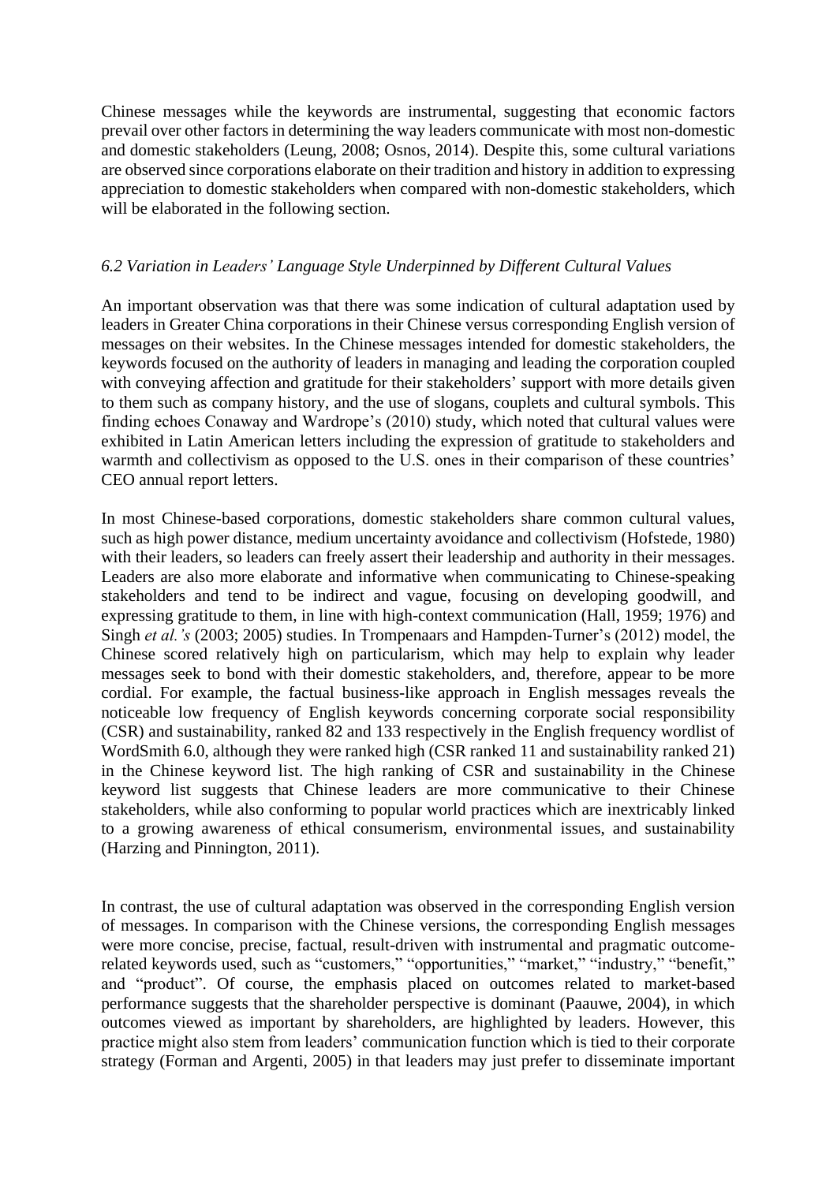Chinese messages while the keywords are instrumental, suggesting that economic factors prevail over other factors in determining the way leaders communicate with most non-domestic and domestic stakeholders (Leung, 2008; Osnos, 2014). Despite this, some cultural variations are observed since corporations elaborate on their tradition and history in addition to expressing appreciation to domestic stakeholders when compared with non-domestic stakeholders, which will be elaborated in the following section.

### *6.2 Variation in Leaders' Language Style Underpinned by Different Cultural Values*

An important observation was that there was some indication of cultural adaptation used by leaders in Greater China corporations in their Chinese versus corresponding English version of messages on their websites. In the Chinese messages intended for domestic stakeholders, the keywords focused on the authority of leaders in managing and leading the corporation coupled with conveying affection and gratitude for their stakeholders' support with more details given to them such as company history, and the use of slogans, couplets and cultural symbols. This finding echoes Conaway and Wardrope's (2010) study, which noted that cultural values were exhibited in Latin American letters including the expression of gratitude to stakeholders and warmth and collectivism as opposed to the U.S. ones in their comparison of these countries' CEO annual report letters.

In most Chinese-based corporations, domestic stakeholders share common cultural values, such as high power distance, medium uncertainty avoidance and collectivism (Hofstede, 1980) with their leaders, so leaders can freely assert their leadership and authority in their messages. Leaders are also more elaborate and informative when communicating to Chinese-speaking stakeholders and tend to be indirect and vague, focusing on developing goodwill, and expressing gratitude to them, in line with high-context communication (Hall, 1959; 1976) and Singh *et al.'s* (2003; 2005) studies. In Trompenaars and Hampden-Turner's (2012) model, the Chinese scored relatively high on particularism, which may help to explain why leader messages seek to bond with their domestic stakeholders, and, therefore, appear to be more cordial. For example, the factual business-like approach in English messages reveals the noticeable low frequency of English keywords concerning corporate social responsibility (CSR) and sustainability, ranked 82 and 133 respectively in the English frequency wordlist of WordSmith 6.0, although they were ranked high (CSR ranked 11 and sustainability ranked 21) in the Chinese keyword list. The high ranking of CSR and sustainability in the Chinese keyword list suggests that Chinese leaders are more communicative to their Chinese stakeholders, while also conforming to popular world practices which are inextricably linked to a growing awareness of ethical consumerism, environmental issues, and sustainability (Harzing and Pinnington, 2011).

In contrast, the use of cultural adaptation was observed in the corresponding English version of messages. In comparison with the Chinese versions, the corresponding English messages were more concise, precise, factual, result-driven with instrumental and pragmatic outcome-related keywords used, such as "customers," "opportunities," "market," "industry," "benefit," and "product". Of course, the emphasis placed on outcomes related to market-based performance suggests that the shareholder perspective is dominant (Paauwe, 2004), in which outcomes viewed as important by shareholders, are highlighted by leaders. However, this practice might also stem from leaders' communication function which is tied to their corporate strategy (Forman and Argenti, 2005) in that leaders may just prefer to disseminate important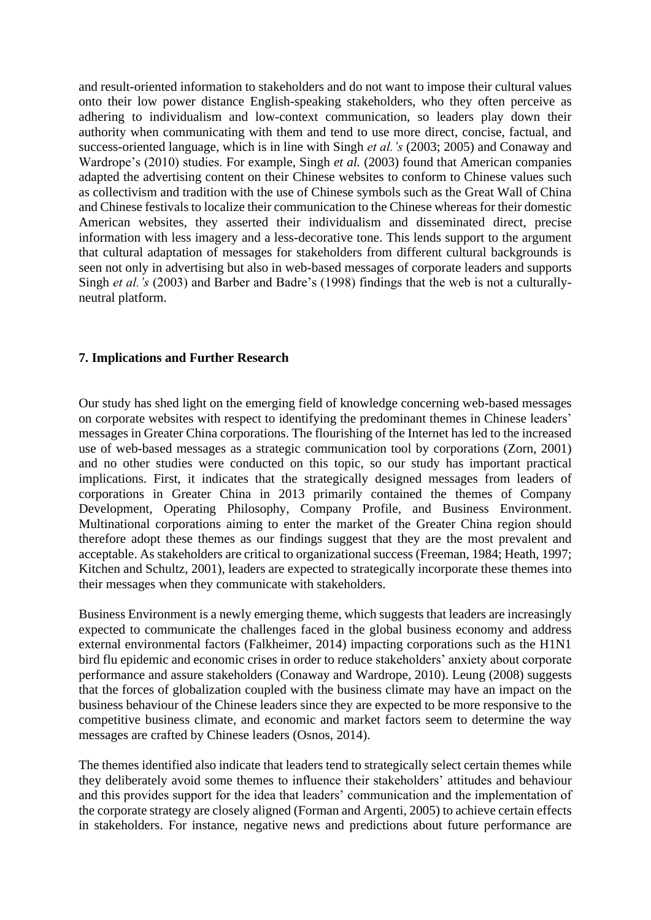and result-oriented information to stakeholders and do not want to impose their cultural values onto their low power distance English-speaking stakeholders, who they often perceive as adhering to individualism and low-context communication, so leaders play down their authority when communicating with them and tend to use more direct, concise, factual, and success-oriented language, which is in line with Singh *et al.'s* (2003; 2005) and Conaway and Wardrope's (2010) studies. For example, Singh *et al.* (2003) found that American companies adapted the advertising content on their Chinese websites to conform to Chinese values such as collectivism and tradition with the use of Chinese symbols such as the Great Wall of China and Chinese festivals to localize their communication to the Chinese whereas for their domestic American websites, they asserted their individualism and disseminated direct, precise information with less imagery and a less-decorative tone. This lends support to the argument that cultural adaptation of messages for stakeholders from different cultural backgrounds is seen not only in advertising but also in web-based messages of corporate leaders and supports Singh *et al.'s* (2003) and Barber and Badre's (1998) findings that the web is not a culturally-neutral platform.

## 7. Implications and Further Research

Our study has shed light on the emerging field of knowledge concerning web-based messages on corporate websites with respect to identifying the predominant themes in Chinese leaders' messages in Greater China corporations. The flourishing of the Internet has led to the increased use of web-based messages as a strategic communication tool by corporations (Zorn, 2001) and no other studies were conducted on this topic, so our study has important practical implications. First, it indicates that the strategically designed messages from leaders of corporations in Greater China in 2013 primarily contained the themes of Company Development, Operating Philosophy, Company Profile, and Business Environment. Multinational corporations aiming to enter the market of the Greater China region should therefore adopt these themes as our findings suggest that they are the most prevalent and acceptable. As stakeholders are critical to organizational success (Freeman, 1984; Heath, 1997; Kitchen and Schultz, 2001), leaders are expected to strategically incorporate these themes into their messages when they communicate with stakeholders.

Business Environment is a newly emerging theme, which suggests that leaders are increasingly expected to communicate the challenges faced in the global business economy and address external environmental factors (Falkheimer, 2014) impacting corporations such as the H1N1 bird flu epidemic and economic crises in order to reduce stakeholders' anxiety about corporate performance and assure stakeholders (Conaway and Wardrope, 2010). Leung (2008) suggests that the forces of globalization coupled with the business climate may have an impact on the business behaviour of the Chinese leaders since they are expected to be more responsive to the competitive business climate, and economic and market factors seem to determine the way messages are crafted by Chinese leaders (Osnos, 2014).

The themes identified also indicate that leaders tend to strategically select certain themes while they deliberately avoid some themes to influence their stakeholders' attitudes and behaviour and this provides support for the idea that leaders' communication and the implementation of the corporate strategy are closely aligned (Forman and Argenti, 2005) to achieve certain effects in stakeholders. For instance, negative news and predictions about future performance are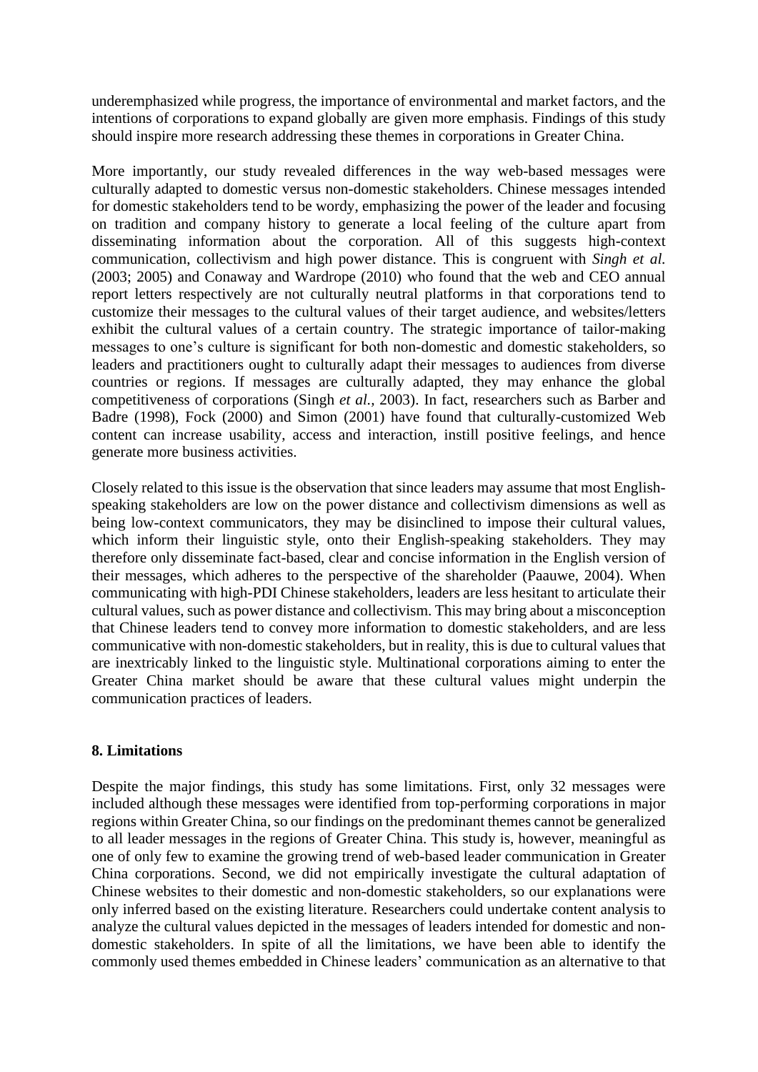underemphasized while progress, the importance of environmental and market factors, and the intentions of corporations to expand globally are given more emphasis. Findings of this study should inspire more research addressing these themes in corporations in Greater China.

More importantly, our study revealed differences in the way web-based messages were culturally adapted to domestic versus non-domestic stakeholders. Chinese messages intended for domestic stakeholders tend to be wordy, emphasizing the power of the leader and focusing on tradition and company history to generate a local feeling of the culture apart from disseminating information about the corporation. All of this suggests high-context communication, collectivism and high power distance. This is congruent with *Singh et al.* (2003; 2005) and Conaway and Wardrope (2010) who found that the web and CEO annual report letters respectively are not culturally neutral platforms in that corporations tend to customize their messages to the cultural values of their target audience, and websites/letters exhibit the cultural values of a certain country. The strategic importance of tailor-making messages to one's culture is significant for both non-domestic and domestic stakeholders, so leaders and practitioners ought to culturally adapt their messages to audiences from diverse countries or regions. If messages are culturally adapted, they may enhance the global competitiveness of corporations (Singh *et al.,* 2003). In fact, researchers such as Barber and Badre (1998), Fock (2000) and Simon (2001) have found that culturally-customized Web content can increase usability, access and interaction, instill positive feelings, and hence generate more business activities.

Closely related to this issue is the observation that since leaders may assume that most English-speaking stakeholders are low on the power distance and collectivism dimensions as well as being low-context communicators, they may be disinclined to impose their cultural values, which inform their linguistic style, onto their English-speaking stakeholders. They may therefore only disseminate fact-based, clear and concise information in the English version of their messages, which adheres to the perspective of the shareholder (Paauwe, 2004). When communicating with high-PDI Chinese stakeholders, leaders are less hesitant to articulate their cultural values, such as power distance and collectivism. This may bring about a misconception that Chinese leaders tend to convey more information to domestic stakeholders, and are less communicative with non-domestic stakeholders, but in reality, this is due to cultural values that are inextricably linked to the linguistic style. Multinational corporations aiming to enter the Greater China market should be aware that these cultural values might underpin the communication practices of leaders.

## 8. Limitations

Despite the major findings, this study has some limitations. First, only 32 messages were included although these messages were identified from top-performing corporations in major regions within Greater China, so our findings on the predominant themes cannot be generalized to all leader messages in the regions of Greater China. This study is, however, meaningful as one of only few to examine the growing trend of web-based leader communication in Greater China corporations. Second, we did not empirically investigate the cultural adaptation of Chinese websites to their domestic and non-domestic stakeholders, so our explanations were only inferred based on the existing literature. Researchers could undertake content analysis to analyze the cultural values depicted in the messages of leaders intended for domestic and non-domestic stakeholders. In spite of all the limitations, we have been able to identify the commonly used themes embedded in Chinese leaders' communication as an alternative to that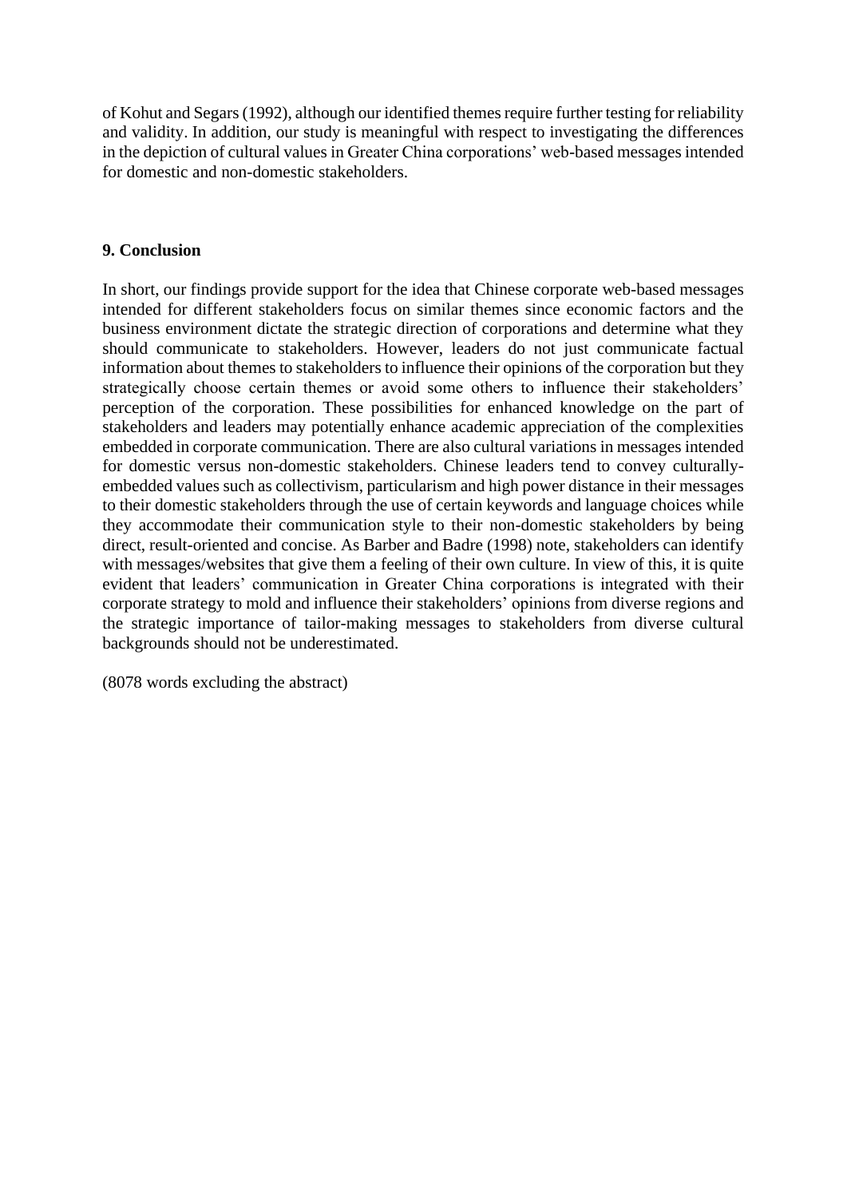of Kohut and Segars (1992), although our identified themes require further testing for reliability and validity. In addition, our study is meaningful with respect to investigating the differences in the depiction of cultural values in Greater China corporations' web-based messages intended for domestic and non-domestic stakeholders.

## 9. Conclusion

In short, our findings provide support for the idea that Chinese corporate web-based messages intended for different stakeholders focus on similar themes since economic factors and the business environment dictate the strategic direction of corporations and determine what they should communicate to stakeholders. However, leaders do not just communicate factual information about themes to stakeholders to influence their opinions of the corporation but they strategically choose certain themes or avoid some others to influence their stakeholders' perception of the corporation. These possibilities for enhanced knowledge on the part of stakeholders and leaders may potentially enhance academic appreciation of the complexities embedded in corporate communication. There are also cultural variations in messages intended for domestic versus non-domestic stakeholders. Chinese leaders tend to convey culturally-embedded values such as collectivism, particularism and high power distance in their messages to their domestic stakeholders through the use of certain keywords and language choices while they accommodate their communication style to their non-domestic stakeholders by being direct, result-oriented and concise. As Barber and Badre (1998) note, stakeholders can identify with messages/websites that give them a feeling of their own culture. In view of this, it is quite evident that leaders' communication in Greater China corporations is integrated with their corporate strategy to mold and influence their stakeholders' opinions from diverse regions and the strategic importance of tailor-making messages to stakeholders from diverse cultural backgrounds should not be underestimated.

(8078 words excluding the abstract)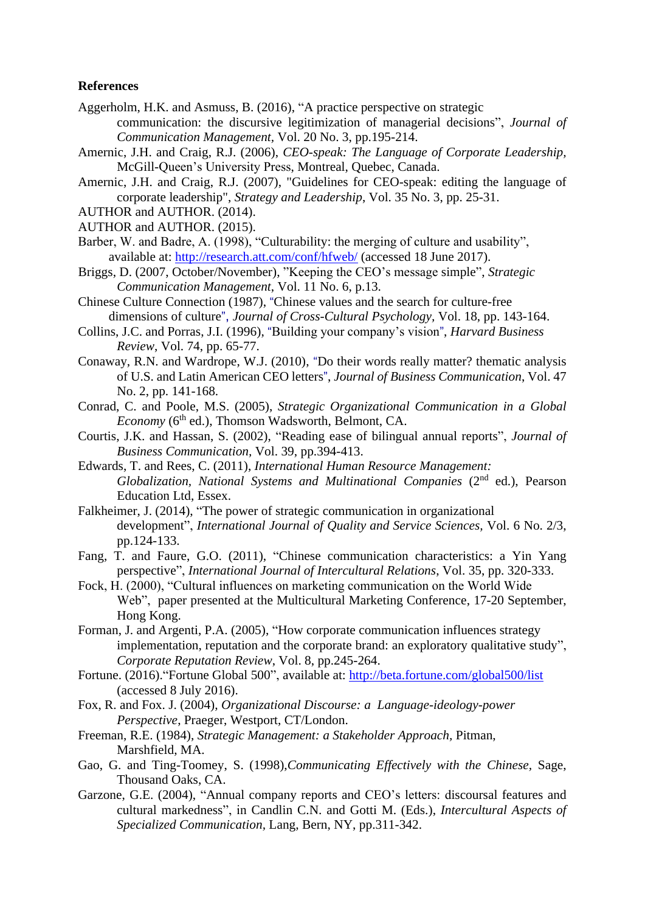**References**

Aggerholm, H.K. and Asmuss, B. (2016), “A practice perspective on strategic communication: the discursive legitimization of managerial decisions”, *Journal of Communication Management*, Vol. 20 No. 3, pp.195-214.

Amernic, J.H. and Craig, R.J. (2006), *CEO-speak: The Language of Corporate Leadership,* McGill-Queen’s University Press, Montreal, Quebec, Canada.

Amernic, J.H. and Craig, R.J. (2007), "Guidelines for CEO-speak: editing the language of corporate leadership", *Strategy and Leadership*, Vol. 35 No. 3, pp. 25-31.

AUTHOR and AUTHOR. (2014).

AUTHOR and AUTHOR. (2015).

Barber, W. and Badre, A. (1998), “Culturability: the merging of culture and usability”, available at: http://research.att.com/conf/hfweb/ (accessed 18 June 2017).

Briggs, D. (2007, October/November), ”Keeping the CEO’s message simple”, *Strategic Communication Management*, Vol. 11 No. 6, p.13.

Chinese Culture Connection (1987), “Chinese values and the search for culture-free dimensions of culture”, *Journal of Cross-Cultural Psychology,* Vol. 18, pp. 143-164.

Collins, J.C. and Porras, J.I. (1996), “Building your company’s vision”, *Harvard Business Review*, Vol. 74, pp. 65-77.

Conaway, R.N. and Wardrope, W.J. (2010), “Do their words really matter? thematic analysis of U.S. and Latin American CEO letters”, *Journal of Business Communication*, Vol. 47 No. 2, pp. 141-168.

Conrad, C. and Poole, M.S. (2005), *Strategic Organizational Communication in a Global Economy* (6th ed.), Thomson Wadsworth, Belmont, CA.

Courtis, J.K. and Hassan, S. (2002), “Reading ease of bilingual annual reports”, *Journal of Business Communication*, Vol. 39, pp.394-413.

Edwards, T. and Rees, C. (2011), *International Human Resource Management: Globalization, National Systems and Multinational Companies* (2nd ed.), Pearson Education Ltd, Essex.

Falkheimer, J. (2014), “The power of strategic communication in organizational development”, *International Journal of Quality and Service Sciences,* Vol. 6 No. 2/3, pp.124-133.

Fang, T. and Faure, G.O. (2011), “Chinese communication characteristics: a Yin Yang perspective”, *International Journal of Intercultural Relations*, Vol. 35, pp. 320-333.

Fock, H. (2000), “Cultural influences on marketing communication on the World Wide Web”, paper presented at the Multicultural Marketing Conference, 17-20 September, Hong Kong.

Forman, J. and Argenti, P.A. (2005), “How corporate communication influences strategy implementation, reputation and the corporate brand: an exploratory qualitative study”, *Corporate Reputation Review*, Vol. 8, pp.245-264.

Fortune. (2016).“Fortune Global 500”, available at: http://beta.fortune.com/global500/list (accessed 8 July 2016).

Fox, R. and Fox. J. (2004), *Organizational Discourse: a Language-ideology-power Perspective,* Praeger, Westport, CT/London.

Freeman, R.E. (1984), *Strategic Management: a Stakeholder Approach,* Pitman, Marshfield, MA.

Gao, G. and Ting-Toomey, S. (1998),*Communicating Effectively with the Chinese,* Sage, Thousand Oaks, CA.

Garzone, G.E. (2004), “Annual company reports and CEO’s letters: discoursal features and cultural markedness”, in Candlin C.N. and Gotti M. (Eds.), *Intercultural Aspects of Specialized Communication,* Lang, Bern, NY, pp.311-342.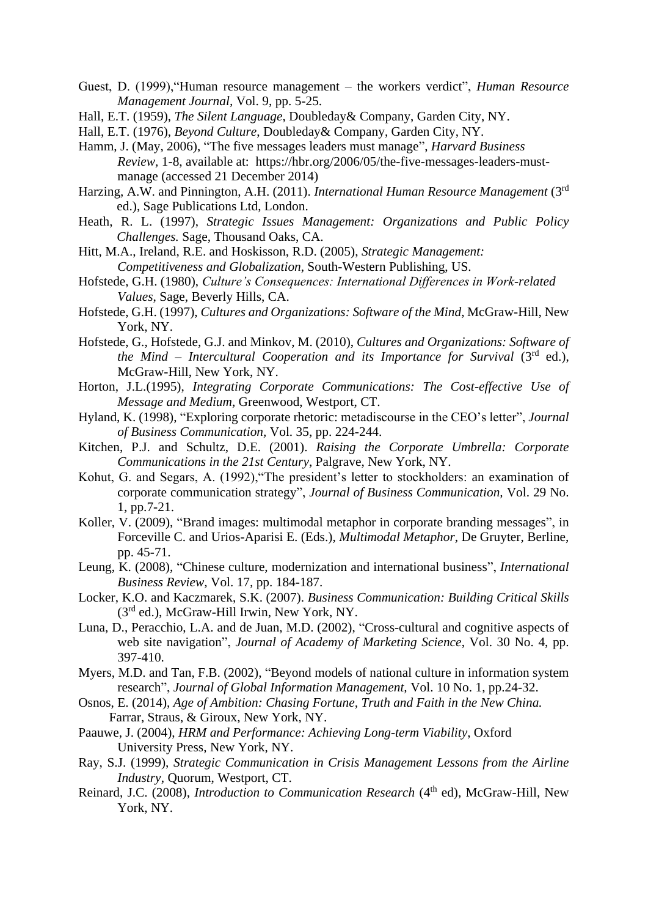Guest, D. (1999),"Human resource management – the workers verdict", *Human Resource Management Journal*, Vol. 9, pp. 5-25.

Hall, E.T. (1959), *The Silent Language*, Doubleday& Company, Garden City, NY.

Hall, E.T. (1976), *Beyond Culture*, Doubleday& Company, Garden City, NY.

Hamm, J. (May, 2006), "The five messages leaders must manage", *Harvard Business Review*, 1-8, available at: https://hbr.org/2006/05/the-five-messages-leaders-must-manage (accessed 21 December 2014)

Harzing, A.W. and Pinnington, A.H. (2011). *International Human Resource Management* (3rd ed.), Sage Publications Ltd, London.

Heath, R. L. (1997), *Strategic Issues Management: Organizations and Public Policy Challenges.* Sage, Thousand Oaks, CA.

Hitt, M.A., Ireland, R.E. and Hoskisson, R.D. (2005), *Strategic Management: Competitiveness and Globalization*, South-Western Publishing, US.

Hofstede, G.H. (1980), *Culture's Consequences: International Differences in Work-related Values*, Sage, Beverly Hills, CA.

Hofstede, G.H. (1997), *Cultures and Organizations: Software of the Mind*, McGraw-Hill, New York, NY.

Hofstede, G., Hofstede, G.J. and Minkov, M. (2010), *Cultures and Organizations: Software of the Mind – Intercultural Cooperation and its Importance for Survival* (3rd ed.), McGraw-Hill, New York, NY.

Horton, J.L.(1995), *Integrating Corporate Communications: The Cost-effective Use of Message and Medium*, Greenwood, Westport, CT.

Hyland, K. (1998), "Exploring corporate rhetoric: metadiscourse in the CEO's letter", *Journal of Business Communication*, Vol. 35, pp. 224-244.

Kitchen, P.J. and Schultz, D.E. (2001). *Raising the Corporate Umbrella: Corporate Communications in the 21st Century*, Palgrave, New York, NY.

Kohut, G. and Segars, A. (1992),"The president's letter to stockholders: an examination of corporate communication strategy", *Journal of Business Communication,* Vol. 29 No. 1, pp.7-21.

Koller, V. (2009), "Brand images: multimodal metaphor in corporate branding messages", in Forceville C. and Urios-Aparisi E. (Eds.), *Multimodal Metaphor*, De Gruyter, Berline, pp. 45-71.

Leung, K. (2008), "Chinese culture, modernization and international business", *International Business Review,* Vol. 17, pp. 184-187.

Locker, K.O. and Kaczmarek, S.K. (2007). *Business Communication: Building Critical Skills* (3rd ed.), McGraw-Hill Irwin, New York, NY.

Luna, D., Peracchio, L.A. and de Juan, M.D. (2002), "Cross-cultural and cognitive aspects of web site navigation", *Journal of Academy of Marketing Science*, Vol. 30 No. 4, pp. 397-410.

Myers, M.D. and Tan, F.B. (2002), "Beyond models of national culture in information system research", *Journal of Global Information Management,* Vol. 10 No. 1, pp.24-32.

Osnos, E. (2014), *Age of Ambition: Chasing Fortune, Truth and Faith in the New China.* Farrar, Straus, & Giroux, New York, NY.

Paauwe, J. (2004), *HRM and Performance: Achieving Long-term Viability*, Oxford University Press, New York, NY.

Ray, S.J. (1999), *Strategic Communication in Crisis Management Lessons from the Airline Industry*, Quorum, Westport, CT.

Reinard, J.C. (2008), *Introduction to Communication Research* (4th ed), McGraw-Hill, New York, NY.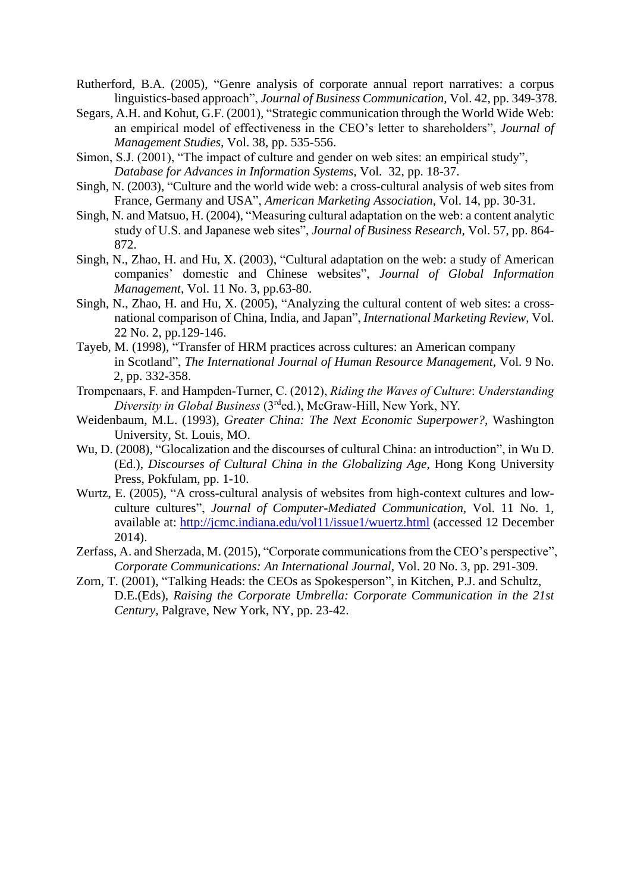Rutherford, B.A. (2005), "Genre analysis of corporate annual report narratives: a corpus linguistics-based approach", *Journal of Business Communication*, Vol. 42, pp. 349-378.

Segars, A.H. and Kohut, G.F. (2001), "Strategic communication through the World Wide Web: an empirical model of effectiveness in the CEO's letter to shareholders", *Journal of Management Studies*, Vol. 38, pp. 535-556.

Simon, S.J. (2001), "The impact of culture and gender on web sites: an empirical study", *Database for Advances in Information Systems*, Vol. 32, pp. 18-37.

Singh, N. (2003), "Culture and the world wide web: a cross-cultural analysis of web sites from France, Germany and USA", *American Marketing Association*, Vol. 14, pp. 30-31.

Singh, N. and Matsuo, H. (2004), "Measuring cultural adaptation on the web: a content analytic study of U.S. and Japanese web sites", *Journal of Business Research*, Vol. 57, pp. 864-872.

Singh, N., Zhao, H. and Hu, X. (2003), "Cultural adaptation on the web: a study of American companies' domestic and Chinese websites", *Journal of Global Information Management*, Vol. 11 No. 3, pp.63-80.

Singh, N., Zhao, H. and Hu, X. (2005), "Analyzing the cultural content of web sites: a cross-national comparison of China, India, and Japan", *International Marketing Review*, Vol. 22 No. 2, pp.129-146.

Tayeb, M. (1998), "Transfer of HRM practices across cultures: an American company in Scotland", *The International Journal of Human Resource Management*, Vol. 9 No. 2, pp. 332-358.

Trompenaars, F. and Hampden-Turner, C. (2012), *Riding the Waves of Culture*: *Understanding Diversity in Global Business* (3rd ed.), McGraw-Hill, New York, NY.

Weidenbaum, M.L. (1993), *Greater China: The Next Economic Superpower?*, Washington University, St. Louis, MO.

Wu, D. (2008), "Glocalization and the discourses of cultural China: an introduction", in Wu D. (Ed.), *Discourses of Cultural China in the Globalizing Age*, Hong Kong University Press, Pokfulam, pp. 1-10.

Wurtz, E. (2005), "A cross-cultural analysis of websites from high-context cultures and low-culture cultures", *Journal of Computer-Mediated Communication*, Vol. 11 No. 1, available at: http://jcmc.indiana.edu/vol11/issue1/wuertz.html (accessed 12 December 2014).

Zerfass, A. and Sherzada, M. (2015), "Corporate communications from the CEO's perspective", *Corporate Communications: An International Journal*, Vol. 20 No. 3, pp. 291-309.

Zorn, T. (2001), "Talking Heads: the CEOs as Spokesperson", in Kitchen, P.J. and Schultz, D.E.(Eds), *Raising the Corporate Umbrella: Corporate Communication in the 21st Century*, Palgrave, New York, NY, pp. 23-42.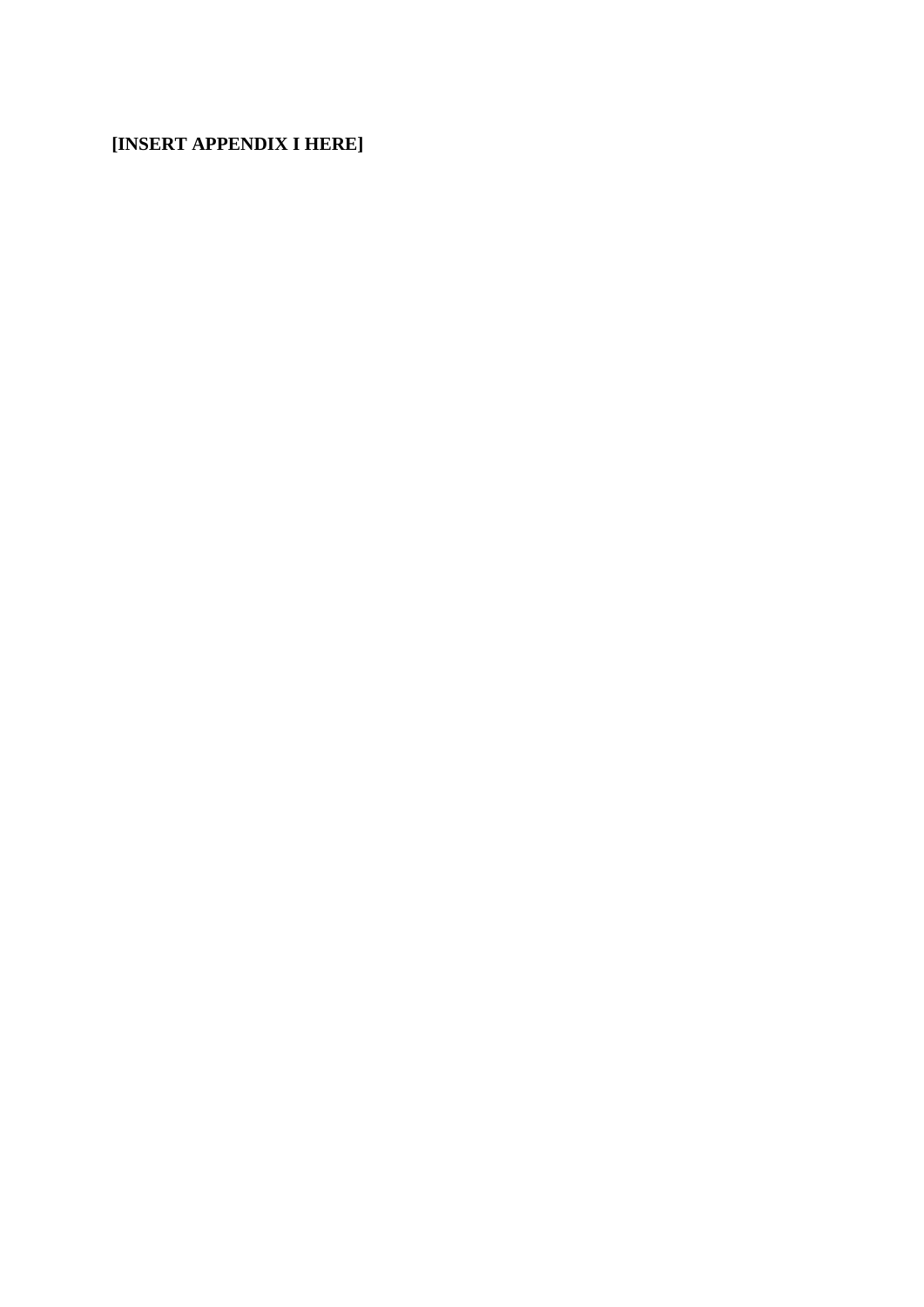**[INSERT APPENDIX I HERE]**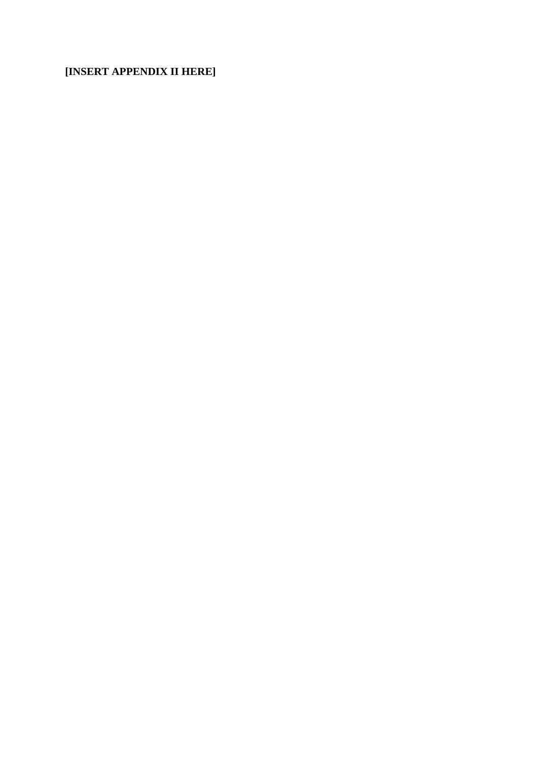**[INSERT APPENDIX II HERE]**